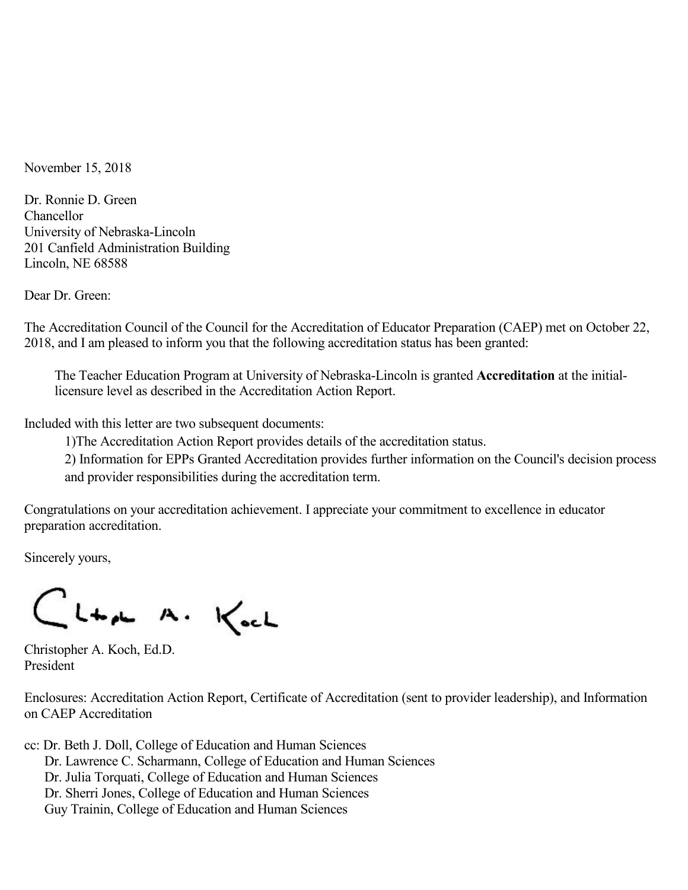November 15, 2018

Dr. Ronnie D. Green
Chancellor
University of Nebraska-Lincoln
201 Canfield Administration Building
Lincoln, NE 68588

Dear Dr. Green:

The Accreditation Council of the Council for the Accreditation of Educator Preparation (CAEP) met on October 22, 2018, and I am pleased to inform you that the following accreditation status has been granted:

> The Teacher Education Program at University of Nebraska-Lincoln is granted **Accreditation** at the initial-licensure level as described in the Accreditation Action Report.

Included with this letter are two subsequent documents:

1)The Accreditation Action Report provides details of the accreditation status.
2) Information for EPPs Granted Accreditation provides further information on the Council's decision process and provider responsibilities during the accreditation term.

Congratulations on your accreditation achievement. I appreciate your commitment to excellence in educator preparation accreditation.

Sincerely yours,

Christopher A. Koch, Ed.D.
President

Enclosures: Accreditation Action Report, Certificate of Accreditation (sent to provider leadership), and Information on CAEP Accreditation

cc: Dr. Beth J. Doll, College of Education and Human Sciences
Dr. Lawrence C. Scharmann, College of Education and Human Sciences
Dr. Julia Torquati, College of Education and Human Sciences
Dr. Sherri Jones, College of Education and Human Sciences
Guy Trainin, College of Education and Human Sciences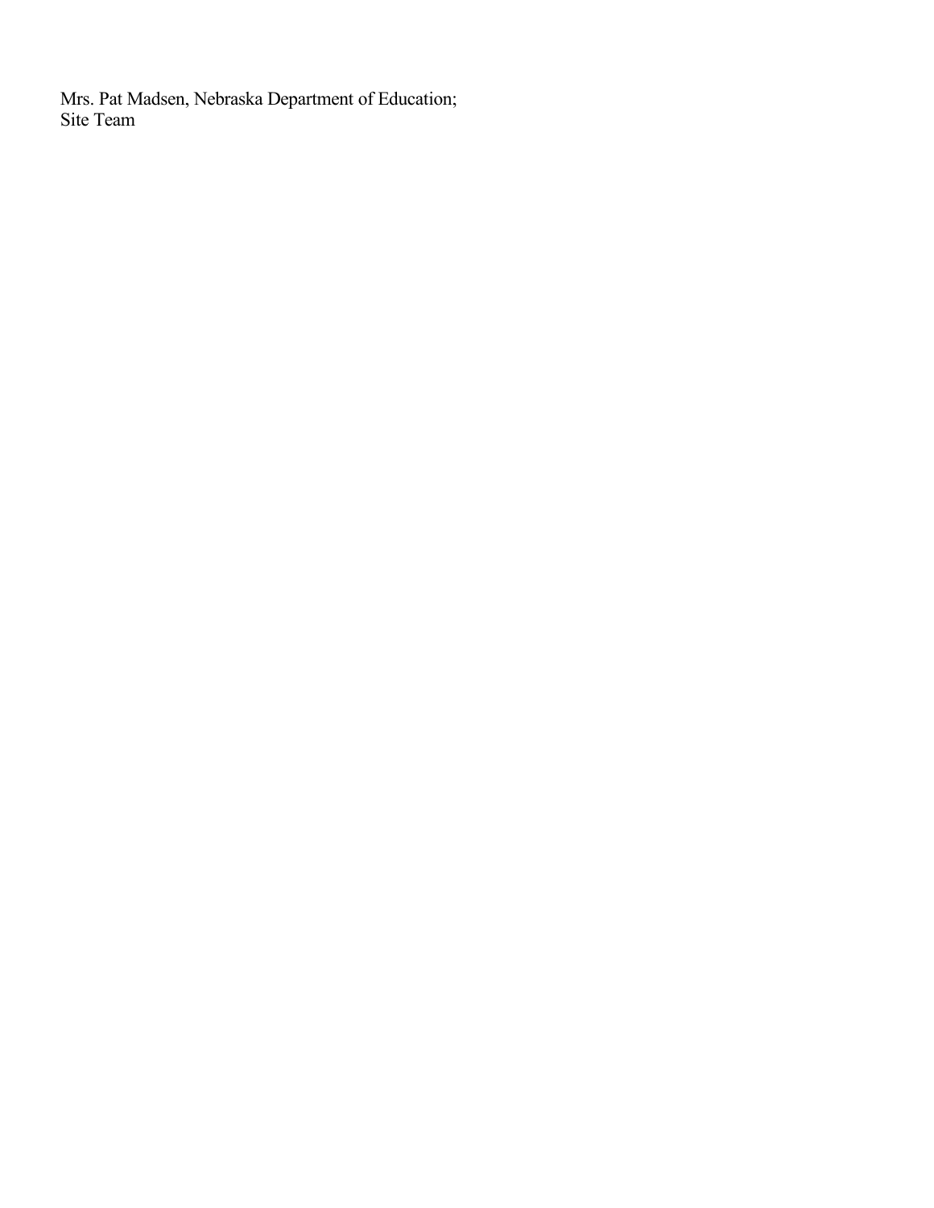Mrs. Pat Madsen, Nebraska Department of Education;
Site Team